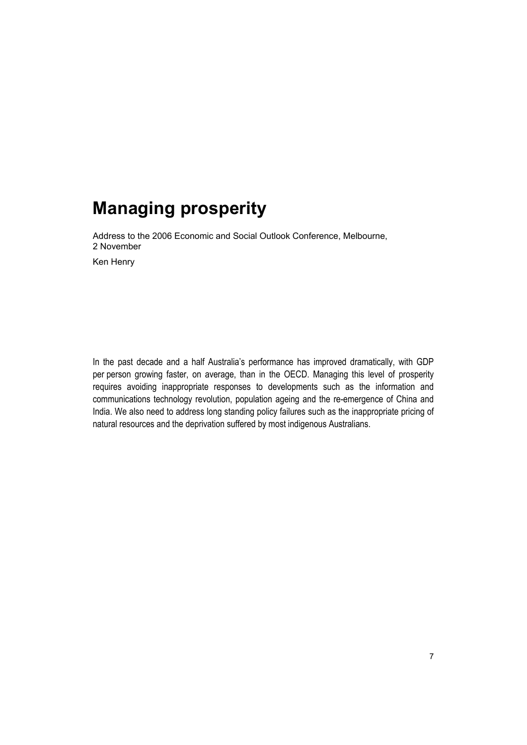# Managing prosperity

Address to the 2006 Economic and Social Outlook Conference, Melbourne, 2 November

Ken Henry

In the past decade and a half Australia's performance has improved dramatically, with GDP per person growing faster, on average, than in the OECD. Managing this level of prosperity requires avoiding inappropriate responses to developments such as the information and communications technology revolution, population ageing and the re-emergence of China and India. We also need to address long standing policy failures such as the inappropriate pricing of natural resources and the deprivation suffered by most indigenous Australians.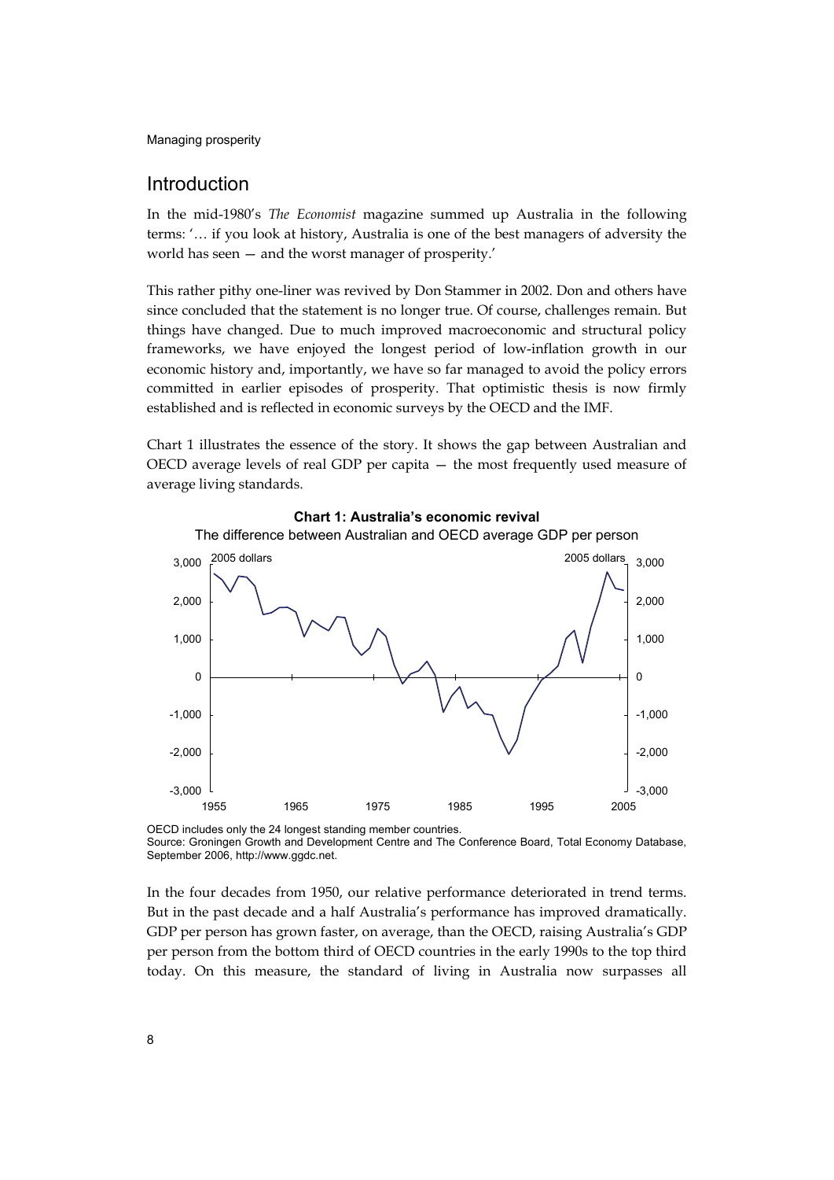## Introduction

In the mid-1980's *The Economist* magazine summed up Australia in the following terms: '… if you look at history, Australia is one of the best managers of adversity the world has seen — and the worst manager of prosperity.'

This rather pithy one-liner was revived by Don Stammer in 2002. Don and others have since concluded that the statement is no longer true. Of course, challenges remain. But things have changed. Due to much improved macroeconomic and structural policy frameworks, we have enjoyed the longest period of low-inflation growth in our economic history and, importantly, we have so far managed to avoid the policy errors committed in earlier episodes of prosperity. That optimistic thesis is now firmly established and is reflected in economic surveys by the OECD and the IMF.

Chart 1 illustrates the essence of the story. It shows the gap between Australian and OECD average levels of real GDP per capita — the most frequently used measure of average living standards.

**Chart 1: Australia's economic revival**

The difference between Australian and OECD average GDP per person

OECD includes only the 24 longest standing member countries.
Source: Groningen Growth and Development Centre and The Conference Board, Total Economy Database, September 2006, http://www.ggdc.net.

In the four decades from 1950, our relative performance deteriorated in trend terms. But in the past decade and a half Australia's performance has improved dramatically. GDP per person has grown faster, on average, than the OECD, raising Australia's GDP per person from the bottom third of OECD countries in the early 1990s to the top third today. On this measure, the standard of living in Australia now surpasses all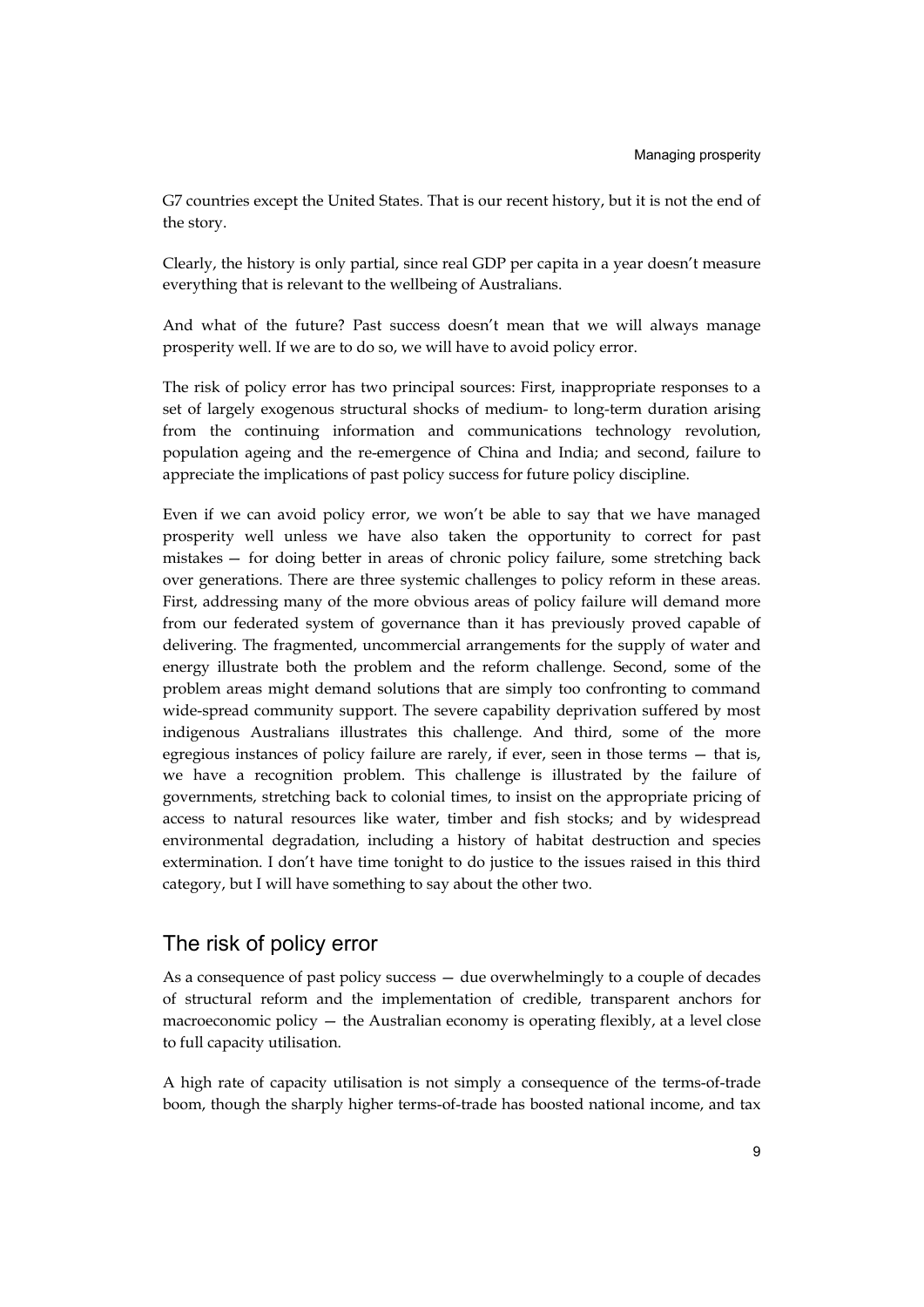G7 countries except the United States. That is our recent history, but it is not the end of the story.

Clearly, the history is only partial, since real GDP per capita in a year doesn't measure everything that is relevant to the wellbeing of Australians.

And what of the future? Past success doesn't mean that we will always manage prosperity well. If we are to do so, we will have to avoid policy error.

The risk of policy error has two principal sources: First, inappropriate responses to a set of largely exogenous structural shocks of medium- to long-term duration arising from the continuing information and communications technology revolution, population ageing and the re-emergence of China and India; and second, failure to appreciate the implications of past policy success for future policy discipline.

Even if we can avoid policy error, we won't be able to say that we have managed prosperity well unless we have also taken the opportunity to correct for past mistakes — for doing better in areas of chronic policy failure, some stretching back over generations. There are three systemic challenges to policy reform in these areas. First, addressing many of the more obvious areas of policy failure will demand more from our federated system of governance than it has previously proved capable of delivering. The fragmented, uncommercial arrangements for the supply of water and energy illustrate both the problem and the reform challenge. Second, some of the problem areas might demand solutions that are simply too confronting to command wide-spread community support. The severe capability deprivation suffered by most indigenous Australians illustrates this challenge. And third, some of the more egregious instances of policy failure are rarely, if ever, seen in those terms — that is, we have a recognition problem. This challenge is illustrated by the failure of governments, stretching back to colonial times, to insist on the appropriate pricing of access to natural resources like water, timber and fish stocks; and by widespread environmental degradation, including a history of habitat destruction and species extermination. I don't have time tonight to do justice to the issues raised in this third category, but I will have something to say about the other two.

## The risk of policy error

As a consequence of past policy success — due overwhelmingly to a couple of decades of structural reform and the implementation of credible, transparent anchors for macroeconomic policy — the Australian economy is operating flexibly, at a level close to full capacity utilisation.

A high rate of capacity utilisation is not simply a consequence of the terms-of-trade boom, though the sharply higher terms-of-trade has boosted national income, and tax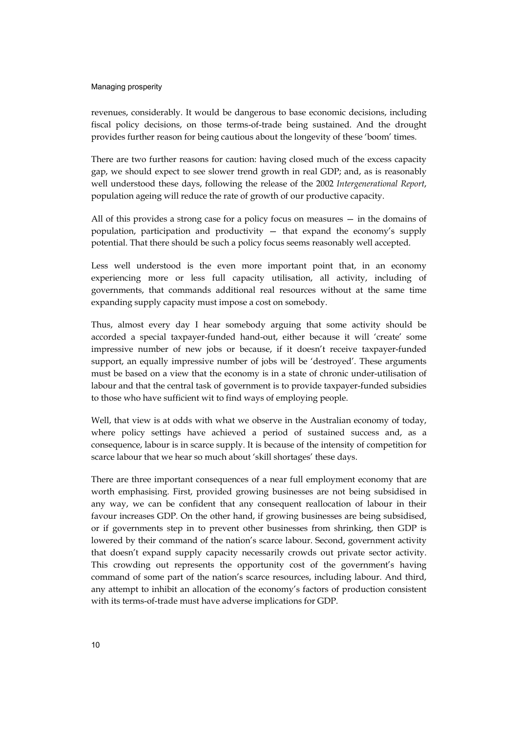revenues, considerably. It would be dangerous to base economic decisions, including fiscal policy decisions, on those terms-of-trade being sustained. And the drought provides further reason for being cautious about the longevity of these 'boom' times.

There are two further reasons for caution: having closed much of the excess capacity gap, we should expect to see slower trend growth in real GDP; and, as is reasonably well understood these days, following the release of the 2002 *Intergenerational Report*, population ageing will reduce the rate of growth of our productive capacity.

All of this provides a strong case for a policy focus on measures — in the domains of population, participation and productivity — that expand the economy's supply potential. That there should be such a policy focus seems reasonably well accepted.

Less well understood is the even more important point that, in an economy experiencing more or less full capacity utilisation, all activity, including of governments, that commands additional real resources without at the same time expanding supply capacity must impose a cost on somebody.

Thus, almost every day I hear somebody arguing that some activity should be accorded a special taxpayer-funded hand-out, either because it will 'create' some impressive number of new jobs or because, if it doesn't receive taxpayer-funded support, an equally impressive number of jobs will be 'destroyed'. These arguments must be based on a view that the economy is in a state of chronic under-utilisation of labour and that the central task of government is to provide taxpayer-funded subsidies to those who have sufficient wit to find ways of employing people.

Well, that view is at odds with what we observe in the Australian economy of today, where policy settings have achieved a period of sustained success and, as a consequence, labour is in scarce supply. It is because of the intensity of competition for scarce labour that we hear so much about 'skill shortages' these days.

There are three important consequences of a near full employment economy that are worth emphasising. First, provided growing businesses are not being subsidised in any way, we can be confident that any consequent reallocation of labour in their favour increases GDP. On the other hand, if growing businesses are being subsidised, or if governments step in to prevent other businesses from shrinking, then GDP is lowered by their command of the nation's scarce labour. Second, government activity that doesn't expand supply capacity necessarily crowds out private sector activity. This crowding out represents the opportunity cost of the government's having command of some part of the nation's scarce resources, including labour. And third, any attempt to inhibit an allocation of the economy's factors of production consistent with its terms-of-trade must have adverse implications for GDP.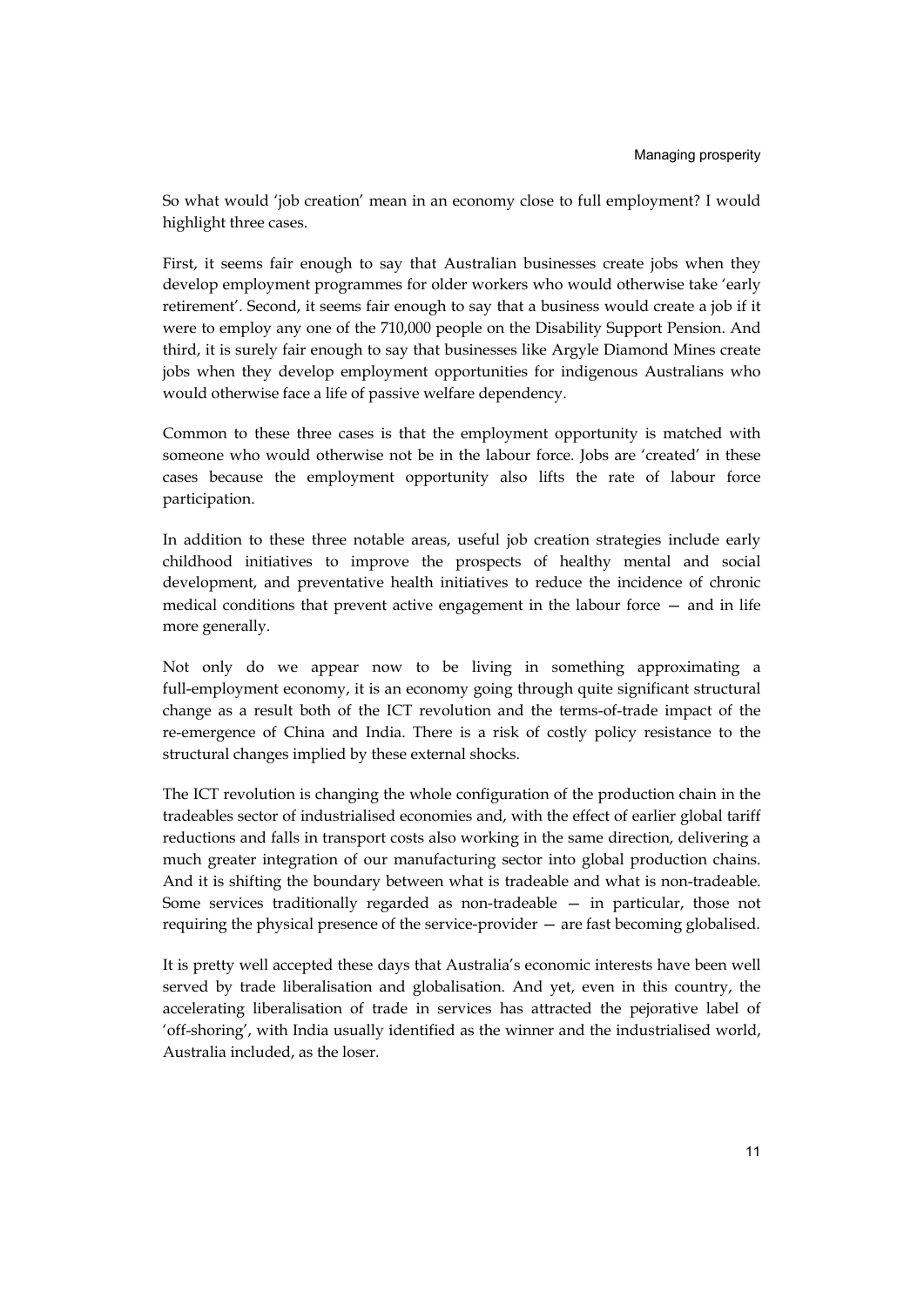So what would 'job creation' mean in an economy close to full employment? I would highlight three cases.

First, it seems fair enough to say that Australian businesses create jobs when they develop employment programmes for older workers who would otherwise take 'early retirement'. Second, it seems fair enough to say that a business would create a job if it were to employ any one of the 710,000 people on the Disability Support Pension. And third, it is surely fair enough to say that businesses like Argyle Diamond Mines create jobs when they develop employment opportunities for indigenous Australians who would otherwise face a life of passive welfare dependency.

Common to these three cases is that the employment opportunity is matched with someone who would otherwise not be in the labour force. Jobs are 'created' in these cases because the employment opportunity also lifts the rate of labour force participation.

In addition to these three notable areas, useful job creation strategies include early childhood initiatives to improve the prospects of healthy mental and social development, and preventative health initiatives to reduce the incidence of chronic medical conditions that prevent active engagement in the labour force — and in life more generally.

Not only do we appear now to be living in something approximating a full-employment economy, it is an economy going through quite significant structural change as a result both of the ICT revolution and the terms-of-trade impact of the re-emergence of China and India. There is a risk of costly policy resistance to the structural changes implied by these external shocks.

The ICT revolution is changing the whole configuration of the production chain in the tradeables sector of industrialised economies and, with the effect of earlier global tariff reductions and falls in transport costs also working in the same direction, delivering a much greater integration of our manufacturing sector into global production chains. And it is shifting the boundary between what is tradeable and what is non-tradeable. Some services traditionally regarded as non-tradeable — in particular, those not requiring the physical presence of the service-provider — are fast becoming globalised.

It is pretty well accepted these days that Australia's economic interests have been well served by trade liberalisation and globalisation. And yet, even in this country, the accelerating liberalisation of trade in services has attracted the pejorative label of 'off-shoring', with India usually identified as the winner and the industrialised world, Australia included, as the loser.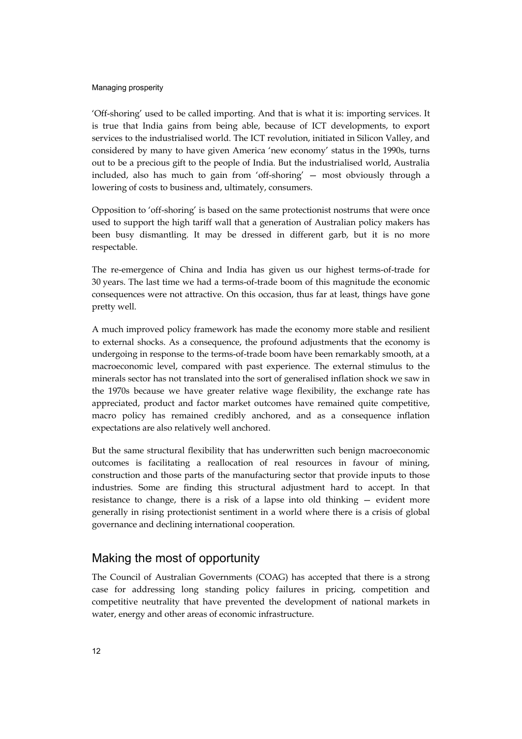'Off-shoring' used to be called importing. And that is what it is: importing services. It is true that India gains from being able, because of ICT developments, to export services to the industrialised world. The ICT revolution, initiated in Silicon Valley, and considered by many to have given America 'new economy' status in the 1990s, turns out to be a precious gift to the people of India. But the industrialised world, Australia included, also has much to gain from 'off-shoring' — most obviously through a lowering of costs to business and, ultimately, consumers.

Opposition to 'off-shoring' is based on the same protectionist nostrums that were once used to support the high tariff wall that a generation of Australian policy makers has been busy dismantling. It may be dressed in different garb, but it is no more respectable.

The re-emergence of China and India has given us our highest terms-of-trade for 30 years. The last time we had a terms-of-trade boom of this magnitude the economic consequences were not attractive. On this occasion, thus far at least, things have gone pretty well.

A much improved policy framework has made the economy more stable and resilient to external shocks. As a consequence, the profound adjustments that the economy is undergoing in response to the terms-of-trade boom have been remarkably smooth, at a macroeconomic level, compared with past experience. The external stimulus to the minerals sector has not translated into the sort of generalised inflation shock we saw in the 1970s because we have greater relative wage flexibility, the exchange rate has appreciated, product and factor market outcomes have remained quite competitive, macro policy has remained credibly anchored, and as a consequence inflation expectations are also relatively well anchored.

But the same structural flexibility that has underwritten such benign macroeconomic outcomes is facilitating a reallocation of real resources in favour of mining, construction and those parts of the manufacturing sector that provide inputs to those industries. Some are finding this structural adjustment hard to accept. In that resistance to change, there is a risk of a lapse into old thinking — evident more generally in rising protectionist sentiment in a world where there is a crisis of global governance and declining international cooperation.

## Making the most of opportunity

The Council of Australian Governments (COAG) has accepted that there is a strong case for addressing long standing policy failures in pricing, competition and competitive neutrality that have prevented the development of national markets in water, energy and other areas of economic infrastructure.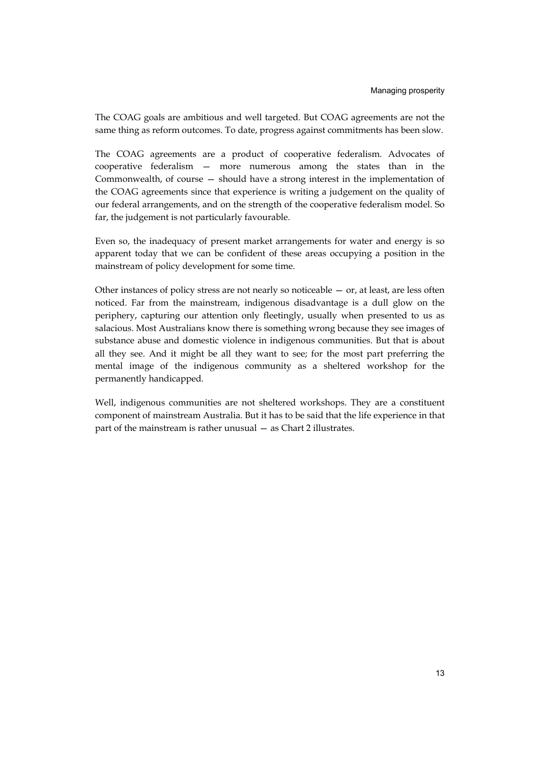The COAG goals are ambitious and well targeted. But COAG agreements are not the same thing as reform outcomes. To date, progress against commitments has been slow.

The COAG agreements are a product of cooperative federalism. Advocates of cooperative federalism — more numerous among the states than in the Commonwealth, of course — should have a strong interest in the implementation of the COAG agreements since that experience is writing a judgement on the quality of our federal arrangements, and on the strength of the cooperative federalism model. So far, the judgement is not particularly favourable.

Even so, the inadequacy of present market arrangements for water and energy is so apparent today that we can be confident of these areas occupying a position in the mainstream of policy development for some time.

Other instances of policy stress are not nearly so noticeable — or, at least, are less often noticed. Far from the mainstream, indigenous disadvantage is a dull glow on the periphery, capturing our attention only fleetingly, usually when presented to us as salacious. Most Australians know there is something wrong because they see images of substance abuse and domestic violence in indigenous communities. But that is about all they see. And it might be all they want to see; for the most part preferring the mental image of the indigenous community as a sheltered workshop for the permanently handicapped.

Well, indigenous communities are not sheltered workshops. They are a constituent component of mainstream Australia. But it has to be said that the life experience in that part of the mainstream is rather unusual — as Chart 2 illustrates.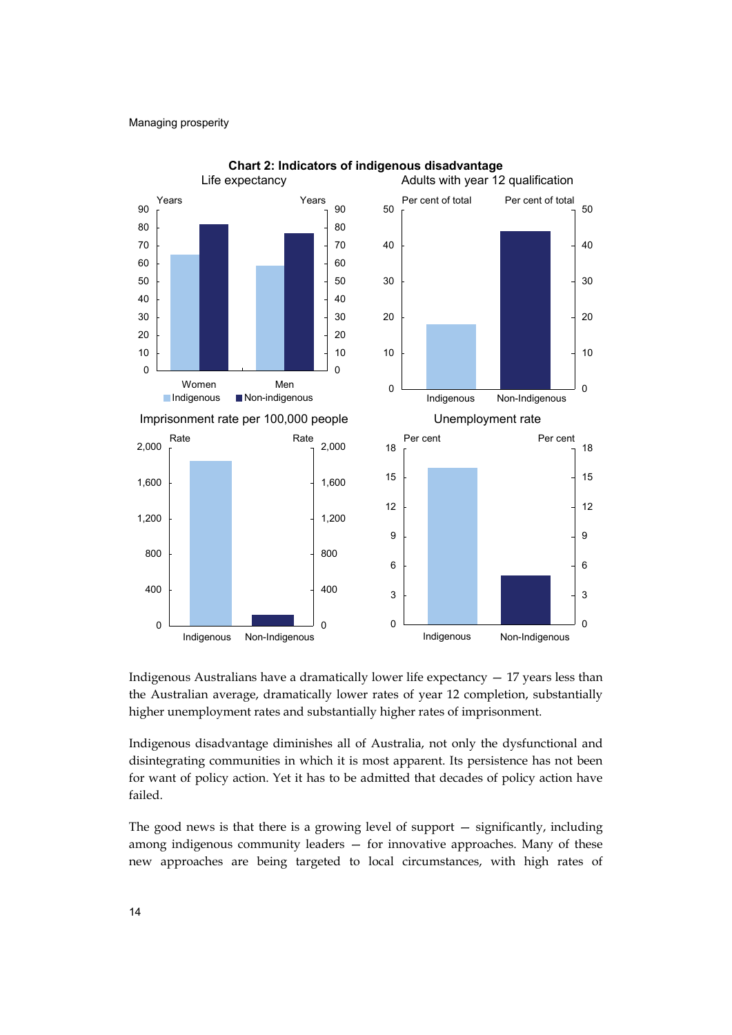**Chart 2: Indicators of indigenous disadvantage**

Life expectancy

Adults with year 12 qualification

Imprisonment rate per 100,000 people

Unemployment rate

Indigenous Australians have a dramatically lower life expectancy — 17 years less than the Australian average, dramatically lower rates of year 12 completion, substantially higher unemployment rates and substantially higher rates of imprisonment.

Indigenous disadvantage diminishes all of Australia, not only the dysfunctional and disintegrating communities in which it is most apparent. Its persistence has not been for want of policy action. Yet it has to be admitted that decades of policy action have failed.

The good news is that there is a growing level of support — significantly, including among indigenous community leaders — for innovative approaches. Many of these new approaches are being targeted to local circumstances, with high rates of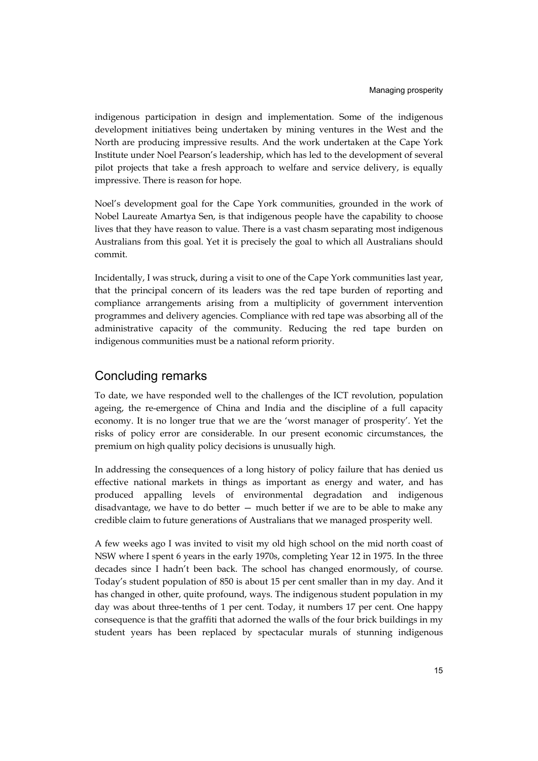indigenous participation in design and implementation. Some of the indigenous development initiatives being undertaken by mining ventures in the West and the North are producing impressive results. And the work undertaken at the Cape York Institute under Noel Pearson's leadership, which has led to the development of several pilot projects that take a fresh approach to welfare and service delivery, is equally impressive. There is reason for hope.

Noel's development goal for the Cape York communities, grounded in the work of Nobel Laureate Amartya Sen, is that indigenous people have the capability to choose lives that they have reason to value. There is a vast chasm separating most indigenous Australians from this goal. Yet it is precisely the goal to which all Australians should commit.

Incidentally, I was struck, during a visit to one of the Cape York communities last year, that the principal concern of its leaders was the red tape burden of reporting and compliance arrangements arising from a multiplicity of government intervention programmes and delivery agencies. Compliance with red tape was absorbing all of the administrative capacity of the community. Reducing the red tape burden on indigenous communities must be a national reform priority.

## Concluding remarks

To date, we have responded well to the challenges of the ICT revolution, population ageing, the re-emergence of China and India and the discipline of a full capacity economy. It is no longer true that we are the 'worst manager of prosperity'. Yet the risks of policy error are considerable. In our present economic circumstances, the premium on high quality policy decisions is unusually high.

In addressing the consequences of a long history of policy failure that has denied us effective national markets in things as important as energy and water, and has produced appalling levels of environmental degradation and indigenous disadvantage, we have to do better — much better if we are to be able to make any credible claim to future generations of Australians that we managed prosperity well.

A few weeks ago I was invited to visit my old high school on the mid north coast of NSW where I spent 6 years in the early 1970s, completing Year 12 in 1975. In the three decades since I hadn't been back. The school has changed enormously, of course. Today's student population of 850 is about 15 per cent smaller than in my day. And it has changed in other, quite profound, ways. The indigenous student population in my day was about three-tenths of 1 per cent. Today, it numbers 17 per cent. One happy consequence is that the graffiti that adorned the walls of the four brick buildings in my student years has been replaced by spectacular murals of stunning indigenous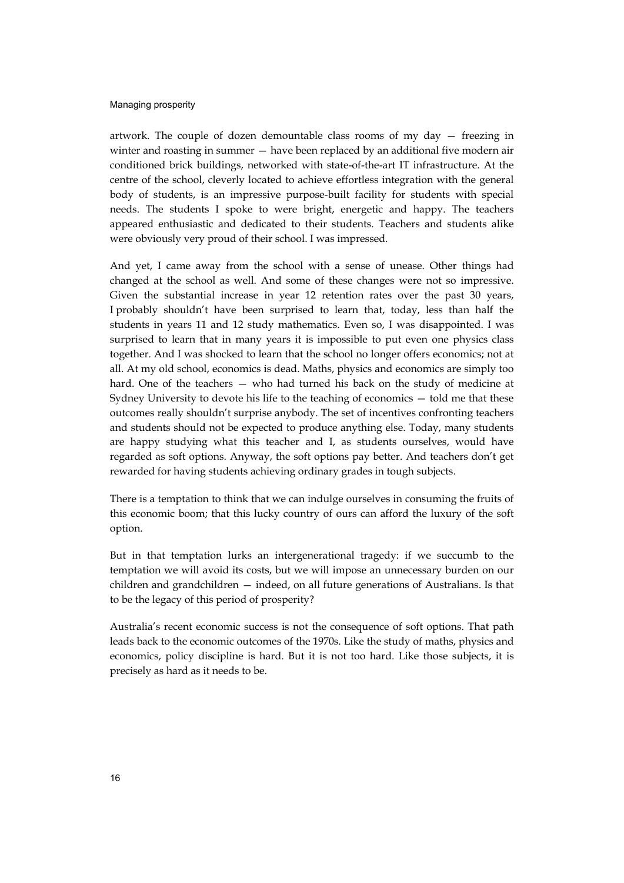artwork. The couple of dozen demountable class rooms of my day — freezing in winter and roasting in summer — have been replaced by an additional five modern air conditioned brick buildings, networked with state-of-the-art IT infrastructure. At the centre of the school, cleverly located to achieve effortless integration with the general body of students, is an impressive purpose-built facility for students with special needs. The students I spoke to were bright, energetic and happy. The teachers appeared enthusiastic and dedicated to their students. Teachers and students alike were obviously very proud of their school. I was impressed.

And yet, I came away from the school with a sense of unease. Other things had changed at the school as well. And some of these changes were not so impressive. Given the substantial increase in year 12 retention rates over the past 30 years, I probably shouldn't have been surprised to learn that, today, less than half the students in years 11 and 12 study mathematics. Even so, I was disappointed. I was surprised to learn that in many years it is impossible to put even one physics class together. And I was shocked to learn that the school no longer offers economics; not at all. At my old school, economics is dead. Maths, physics and economics are simply too hard. One of the teachers — who had turned his back on the study of medicine at Sydney University to devote his life to the teaching of economics — told me that these outcomes really shouldn't surprise anybody. The set of incentives confronting teachers and students should not be expected to produce anything else. Today, many students are happy studying what this teacher and I, as students ourselves, would have regarded as soft options. Anyway, the soft options pay better. And teachers don't get rewarded for having students achieving ordinary grades in tough subjects.

There is a temptation to think that we can indulge ourselves in consuming the fruits of this economic boom; that this lucky country of ours can afford the luxury of the soft option.

But in that temptation lurks an intergenerational tragedy: if we succumb to the temptation we will avoid its costs, but we will impose an unnecessary burden on our children and grandchildren — indeed, on all future generations of Australians. Is that to be the legacy of this period of prosperity?

Australia's recent economic success is not the consequence of soft options. That path leads back to the economic outcomes of the 1970s. Like the study of maths, physics and economics, policy discipline is hard. But it is not too hard. Like those subjects, it is precisely as hard as it needs to be.